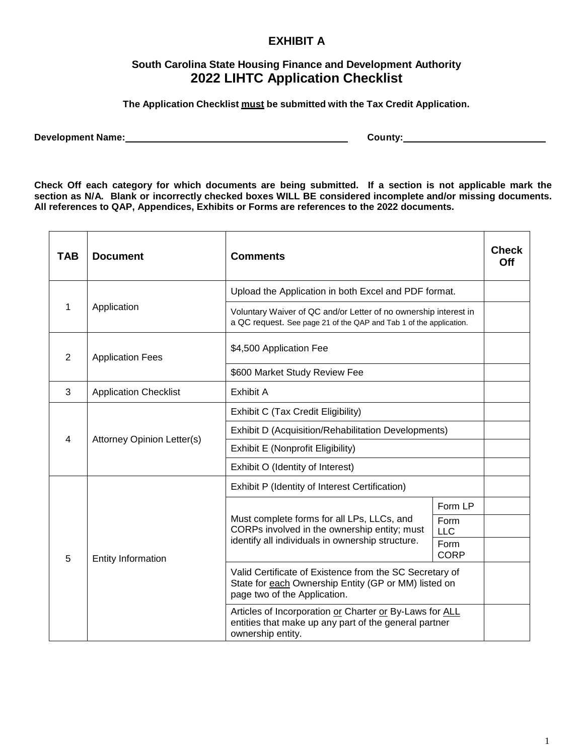# EXHIBIT A

## South Carolina State Housing Finance and Development Authority
## 2022 LIHTC Application Checklist

**The Application Checklist must be submitted with the Tax Credit Application.**

**Development Name:**\_\_\_\_\_\_\_\_\_\_\_\_\_\_\_\_\_\_\_\_\_\_\_\_\_\_\_\_\_\_\_\_ **County:**\_\_\_\_\_\_\_\_\_\_\_\_\_\_\_\_\_\_\_\_

**Check Off each category for which documents are being submitted. If a section is not applicable mark the section as N/A. Blank or incorrectly checked boxes WILL BE considered incomplete and/or missing documents. All references to QAP, Appendices, Exhibits or Forms are references to the 2022 documents.**

| TAB | Document | Comments | | Check Off |
|---|---|---|---|---|
| 1 | Application | Upload the Application in both Excel and PDF format. | | |
| | | Voluntary Waiver of QC and/or Letter of no ownership interest in a QC request. See page 21 of the QAP and Tab 1 of the application. | | |
| 2 | Application Fees | $4,500 Application Fee | | |
| | | $600 Market Study Review Fee | | |
| 3 | Application Checklist | Exhibit A | | |
| 4 | Attorney Opinion Letter(s) | Exhibit C (Tax Credit Eligibility) | | |
| | | Exhibit D (Acquisition/Rehabilitation Developments) | | |
| | | Exhibit E (Nonprofit Eligibility) | | |
| | | Exhibit O (Identity of Interest) | | |
| 5 | Entity Information | Exhibit P (Identity of Interest Certification) | | |
| | | Must complete forms for all LPs, LLCs, and CORPs involved in the ownership entity; must identify all individuals in ownership structure. | Form LP | |
| | | | Form LLC | |
| | | | Form CORP | |
| | | Valid Certificate of Existence from the SC Secretary of State for each Ownership Entity (GP or MM) listed on page two of the Application. | | |
| | | Articles of Incorporation or Charter or By-Laws for ALL entities that make up any part of the general partner ownership entity. | | |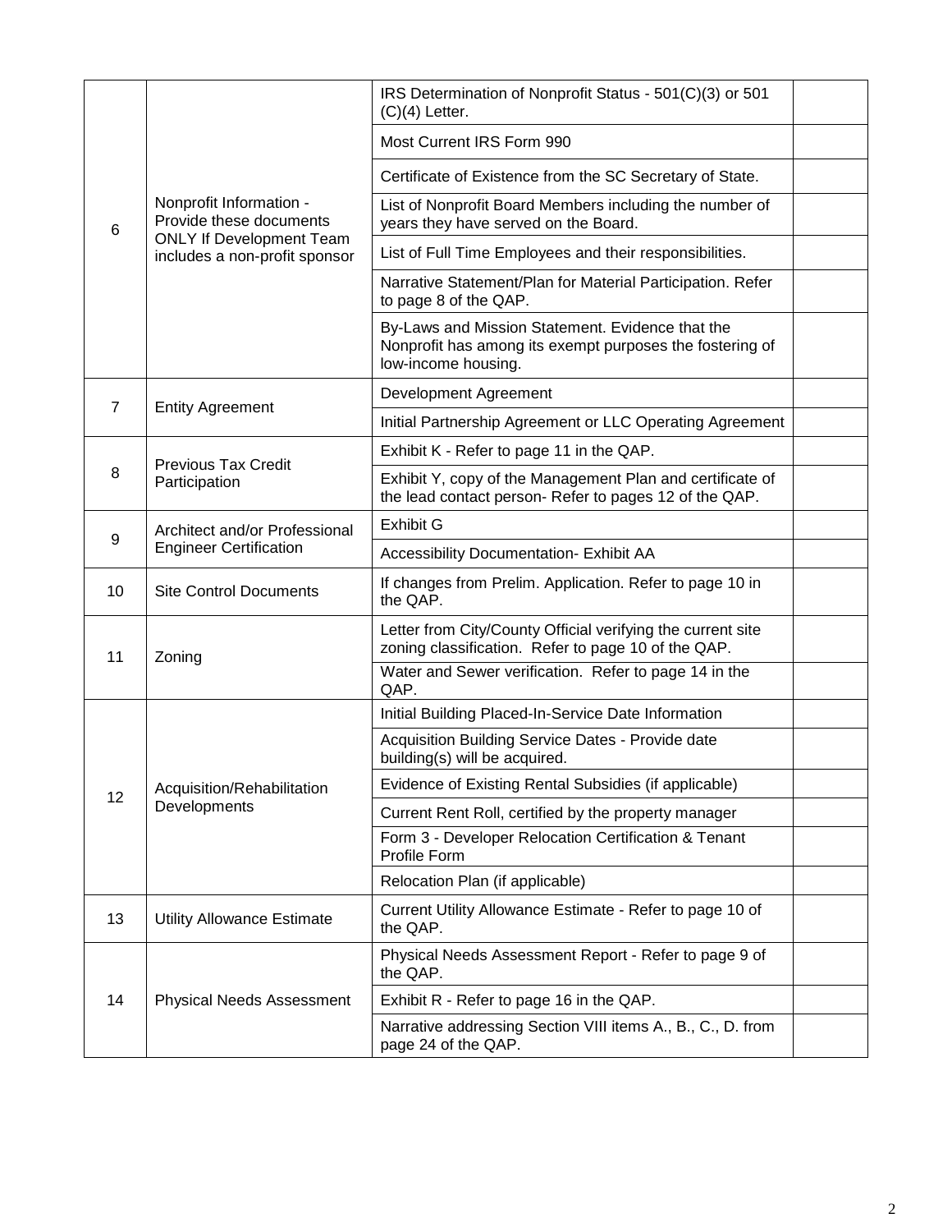| | | | |
|---|---|---|---|
| 6 | Nonprofit Information - Provide these documents ONLY If Development Team includes a non-profit sponsor | IRS Determination of Nonprofit Status - 501(C)(3) or 501 (C)(4) Letter. | |
| | | Most Current IRS Form 990 | |
| | | Certificate of Existence from the SC Secretary of State. | |
| | | List of Nonprofit Board Members including the number of years they have served on the Board. | |
| | | List of Full Time Employees and their responsibilities. | |
| | | Narrative Statement/Plan for Material Participation. Refer to page 8 of the QAP. | |
| | | By-Laws and Mission Statement. Evidence that the Nonprofit has among its exempt purposes the fostering of low-income housing. | |
| 7 | Entity Agreement | Development Agreement | |
| | | Initial Partnership Agreement or LLC Operating Agreement | |
| 8 | Previous Tax Credit Participation | Exhibit K - Refer to page 11 in the QAP. | |
| | | Exhibit Y, copy of the Management Plan and certificate of the lead contact person- Refer to pages 12 of the QAP. | |
| 9 | Architect and/or Professional Engineer Certification | Exhibit G | |
| | | Accessibility Documentation- Exhibit AA | |
| 10 | Site Control Documents | If changes from Prelim. Application. Refer to page 10 in the QAP. | |
| 11 | Zoning | Letter from City/County Official verifying the current site zoning classification. Refer to page 10 of the QAP. | |
| | | Water and Sewer verification. Refer to page 14 in the QAP. | |
| 12 | Acquisition/Rehabilitation Developments | Initial Building Placed-In-Service Date Information | |
| | | Acquisition Building Service Dates - Provide date building(s) will be acquired. | |
| | | Evidence of Existing Rental Subsidies (if applicable) | |
| | | Current Rent Roll, certified by the property manager | |
| | | Form 3 - Developer Relocation Certification & Tenant Profile Form | |
| | | Relocation Plan (if applicable) | |
| 13 | Utility Allowance Estimate | Current Utility Allowance Estimate - Refer to page 10 of the QAP. | |
| 14 | Physical Needs Assessment | Physical Needs Assessment Report - Refer to page 9 of the QAP. | |
| | | Exhibit R - Refer to page 16 in the QAP. | |
| | | Narrative addressing Section VIII items A., B., C., D. from page 24 of the QAP. | |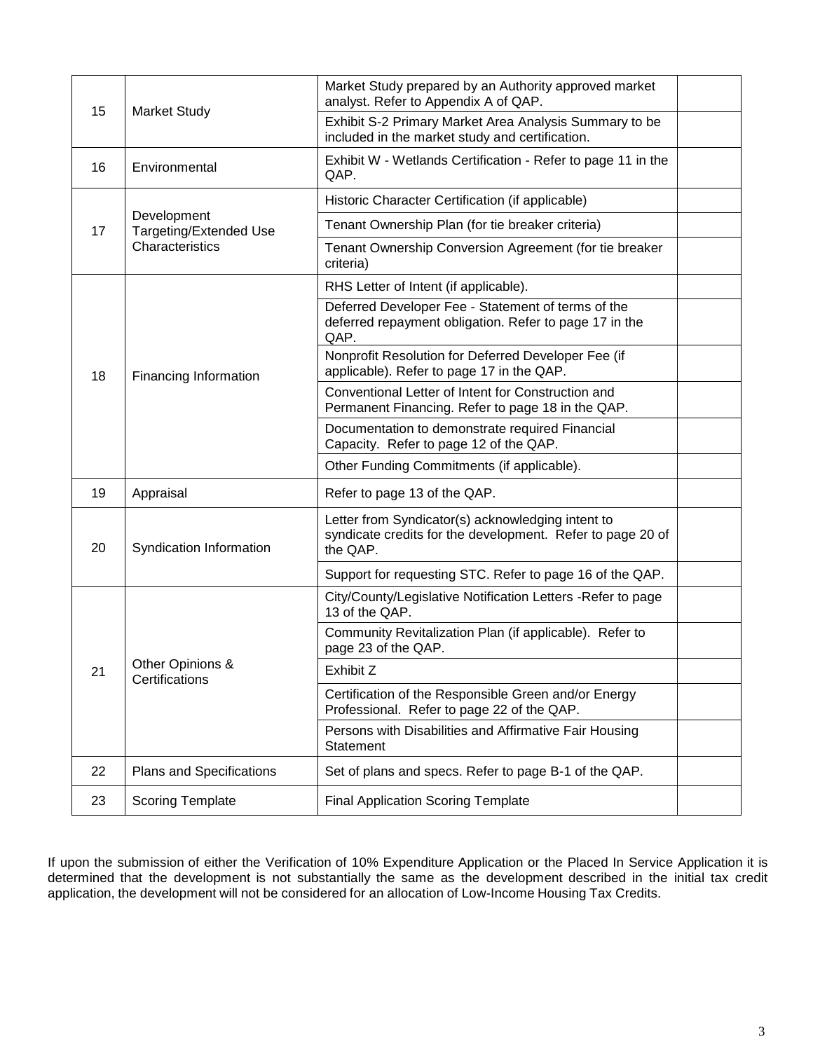| | | | |
|---|---|---|---|
| 15 | Market Study | Market Study prepared by an Authority approved market analyst. Refer to Appendix A of QAP. | |
| | | Exhibit S-2 Primary Market Area Analysis Summary to be included in the market study and certification. | |
| 16 | Environmental | Exhibit W - Wetlands Certification - Refer to page 11 in the QAP. | |
| 17 | Development Targeting/Extended Use Characteristics | Historic Character Certification (if applicable) | |
| | | Tenant Ownership Plan (for tie breaker criteria) | |
| | | Tenant Ownership Conversion Agreement (for tie breaker criteria) | |
| 18 | Financing Information | RHS Letter of Intent (if applicable). | |
| | | Deferred Developer Fee - Statement of terms of the deferred repayment obligation. Refer to page 17 in the QAP. | |
| | | Nonprofit Resolution for Deferred Developer Fee (if applicable). Refer to page 17 in the QAP. | |
| | | Conventional Letter of Intent for Construction and Permanent Financing. Refer to page 18 in the QAP. | |
| | | Documentation to demonstrate required Financial Capacity. Refer to page 12 of the QAP. | |
| | | Other Funding Commitments (if applicable). | |
| 19 | Appraisal | Refer to page 13 of the QAP. | |
| 20 | Syndication Information | Letter from Syndicator(s) acknowledging intent to syndicate credits for the development. Refer to page 20 of the QAP. | |
| | | Support for requesting STC. Refer to page 16 of the QAP. | |
| 21 | Other Opinions & Certifications | City/County/Legislative Notification Letters -Refer to page 13 of the QAP. | |
| | | Community Revitalization Plan (if applicable). Refer to page 23 of the QAP. | |
| | | Exhibit Z | |
| | | Certification of the Responsible Green and/or Energy Professional. Refer to page 22 of the QAP. | |
| | | Persons with Disabilities and Affirmative Fair Housing Statement | |
| 22 | Plans and Specifications | Set of plans and specs. Refer to page B-1 of the QAP. | |
| 23 | Scoring Template | Final Application Scoring Template | |

If upon the submission of either the Verification of 10% Expenditure Application or the Placed In Service Application it is determined that the development is not substantially the same as the development described in the initial tax credit application, the development will not be considered for an allocation of Low-Income Housing Tax Credits.